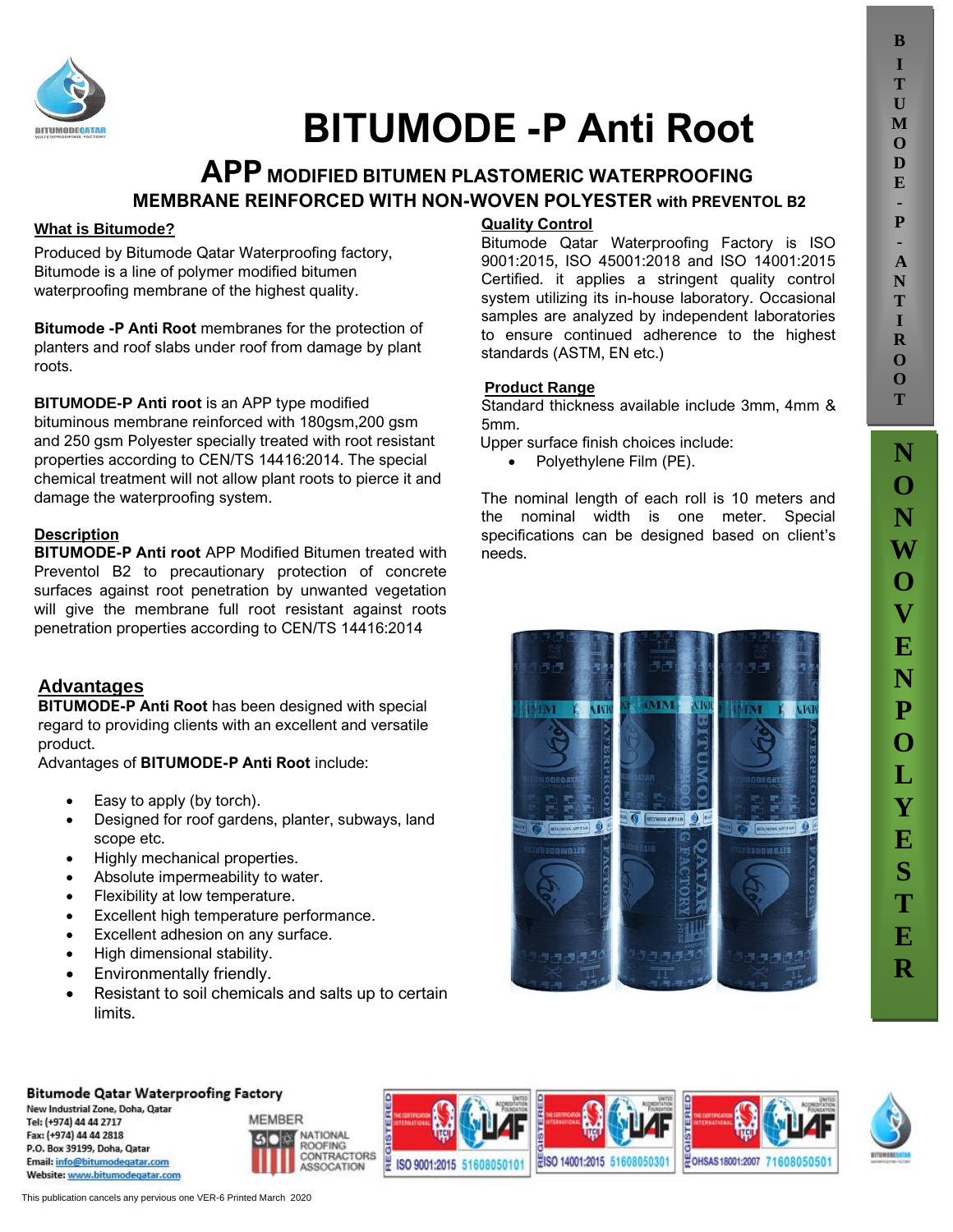# BITUMODE -P Anti Root

## APP MODIFIED BITUMEN PLASTOMERIC WATERPROOFING MEMBRANE REINFORCED WITH NON-WOVEN POLYESTER with PREVENTOL B2

### What is Bitumode?

Produced by Bitumode Qatar Waterproofing factory, Bitumode is a line of polymer modified bitumen waterproofing membrane of the highest quality.

**Bitumode -P Anti Root** membranes for the protection of planters and roof slabs under roof from damage by plant roots.

**BITUMODE-P Anti root** is an APP type modified bituminous membrane reinforced with 180gsm,200 gsm and 250 gsm Polyester specially treated with root resistant properties according to CEN/TS 14416:2014. The special chemical treatment will not allow plant roots to pierce it and damage the waterproofing system.

### Description

**BITUMODE-P Anti root** APP Modified Bitumen treated with Preventol B2 to precautionary protection of concrete surfaces against root penetration by unwanted vegetation will give the membrane full root resistant against roots penetration properties according to CEN/TS 14416:2014

### Advantages

**BITUMODE-P Anti Root** has been designed with special regard to providing clients with an excellent and versatile product.

Advantages of **BITUMODE-P Anti Root** include:

- Easy to apply (by torch).
- Designed for roof gardens, planter, subways, land scope etc.
- Highly mechanical properties.
- Absolute impermeability to water.
- Flexibility at low temperature.
- Excellent high temperature performance.
- Excellent adhesion on any surface.
- High dimensional stability.
- Environmentally friendly.
- Resistant to soil chemicals and salts up to certain limits.

### Quality Control

Bitumode Qatar Waterproofing Factory is ISO 9001:2015, ISO 45001:2018 and ISO 14001:2015 Certified. it applies a stringent quality control system utilizing its in-house laboratory. Occasional samples are analyzed by independent laboratories to ensure continued adherence to the highest standards (ASTM, EN etc.)

### Product Range

Standard thickness available include 3mm, 4mm & 5mm.

Upper surface finish choices include:

- Polyethylene Film (PE).

The nominal length of each roll is 10 meters and the nominal width is one meter. Special specifications can be designed based on client's needs.

BITUMODE-P-ANTI ROOT

NONWOVEN POLYESTER

**Bitumode Qatar Waterproofing Factory**

New Industrial Zone, Doha, Qatar
Tel: (+974) 44 44 2717
Fax: (+974) 44 44 2818
P.O. Box 39199, Doha, Qatar
Email: info@bitumodeqatar.com
Website: www.bitumodeqatar.com

MEMBER NATIONAL ROOFING CONTRACTORS ASSOCATION

ISO 9001:2015 51608050101 | ISO 14001:2015 51608050301 | OHSAS 18001:2007 71608050501

This publication cancels any pervious one VER-6 Printed March 2020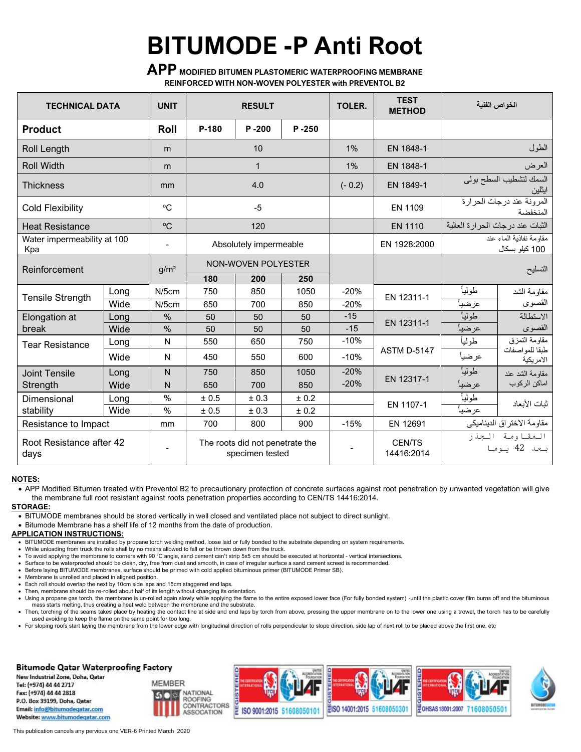# BITUMODE -P Anti Root

**APP MODIFIED BITUMEN PLASTOMERIC WATERPROOFING MEMBRANE**
**REINFORCED WITH NON-WOVEN POLYESTER with PREVENTOL B2**

| TECHNICAL DATA | | UNIT | RESULT | | | TOLER. | TEST METHOD | الخواص الفنية | |
|---|---|---|---|---|---|---|---|---|---|
| **Product** | | **Roll** | **P-180** | **P -200** | **P -250** | | | | |
| Roll Length | | m | 10 | | | 1% | EN 1848-1 | الطول | |
| Roll Width | | m | 1 | | | 1% | EN 1848-1 | العرض | |
| Thickness | | mm | 4.0 | | | (- 0.2) | EN 1849-1 | السمك لتشطيب السطح بولى ايثلين | |
| Cold Flexibility | | °C | -5 | | | | EN 1109 | المرونة عند درجات الحرارة المنخفضة | |
| Heat Resistance | | °C | 120 | | | | EN 1110 | الثبات عند درجات الحرارة العالية | |
| Water impermeability at 100 Kpa | | - | Absolutely impermeable | | | | EN 1928:2000 | مقاومة نفاذية الماء عند 100 كيلو بسكال | |
| Reinforcement | | g/m² | NON-WOVEN POLYESTER | | | | | التسليح | |
| | | | 180 | 200 | 250 | | | | |
| Tensile Strength | Long | N/5cm | 750 | 850 | 1050 | -20% | EN 12311-1 | طولياً | مقاومة الشد القصوى |
| | Wide | N/5cm | 650 | 700 | 850 | -20% | | عرضياً | |
| Elongation at break | Long | % | 50 | 50 | 50 | -15 | EN 12311-1 | طولياً | الاستطالة القصوى |
| | Wide | % | 50 | 50 | 50 | -15 | | عرضياً | |
| Tear Resistance | Long | N | 550 | 650 | 750 | -10% | ASTM D-5147 | طولياً | مقاومة التمزق طبقا للمواصفات الامريكية |
| | Wide | N | 450 | 550 | 600 | -10% | | عرضياً | |
| Joint Tensile Strength | Long | N | 750 | 850 | 1050 | -20% | EN 12317-1 | طولياً | مقاومة الشد عند اماكن الركوب |
| | Wide | N | 650 | 700 | 850 | -20% | | عرضياً | |
| Dimensional stability | Long | % | ± 0.5 | ± 0.3 | ± 0.2 | | EN 1107-1 | طولياً | ثبات الأبعاد |
| | Wide | % | ± 0.5 | ± 0.3 | ± 0.2 | | | عرضياً | |
| Resistance to Impact | | mm | 700 | 800 | 900 | -15% | EN 12691 | مقاومة الاختراق الديناميكى | |
| Root Resistance after 42 days | | - | The roots did not penetrate the specimen tested | | | - | CEN/TS 14416:2014 | المقاومة الجذر بعد 42 يوما | |

**NOTES:**

- APP Modified Bitumen treated with Preventol B2 to precautionary protection of concrete surfaces against root penetration by unwanted vegetation will give the membrane full root resistant against roots penetration properties according to CEN/TS 14416:2014.

**STORAGE:**

- BITUMODE membranes should be stored vertically in well closed and ventilated place not subject to direct sunlight.
- Bitumode Membrane has a shelf life of 12 months from the date of production.

**APPLICATION INSTRUCTIONS:**

- BITUMODE membranes are installed by propane torch welding method, loose laid or fully bonded to the substrate depending on system requirements.
- While unloading from truck the rolls shall by no means allowed to fall or be thrown down from the truck.
- To avoid applying the membrane to corners with 90 °C angle, sand cement can't strip 5x5 cm should be executed at horizontal - vertical intersections.
- Surface to be waterproofed should be clean, dry, free from dust and smooth, in case of irregular surface a sand cement screed is recommended.
- Before laying BITUMODE membranes, surface should be primed with cold applied bituminous primer (BITUMODE Primer SB).
- Membrane is unrolled and placed in aligned position.
- Each roll should overlap the next by 10cm side laps and 15cm staggered end laps.
- Then, membrane should be re-rolled about half of its length without changing its orientation.
- Using a propane gas torch, the membrane is un-rolled again slowly while applying the flame to the entire exposed lower face (For fully bonded system) -until the plastic cover film burns off and the bituminous mass starts melting, thus creating a heat weld between the membrane and the substrate.
- Then, torching of the seams takes place by heating the contact line at side and end laps by torch from above, pressing the upper membrane on to the lower one using a trowel, the torch has to be carefully used avoiding to keep the flame on the same point for too long.
- For sloping roofs start laying the membrane from the lower edge with longitudinal direction of rolls perpendicular to slope direction, side lap of next roll to be placed above the first one, etc

**Bitumode Qatar Waterproofing Factory**
New Industrial Zone, Doha, Qatar
Tel: (+974) 44 44 2717
Fax: (+974) 44 44 2818
P.O. Box 39199, Doha, Qatar
Email: info@bitumodeqatar.com
Website: www.bitumodeqatar.com

MEMBER NATIONAL ROOFING CONTRACTORS ASSOCIATION

ISO 9001:2015 51608050101 | ISO 14001:2015 51608050301 | OHSAS 18001:2007 71608050501

This publication cancels any pervious one VER-6 Printed March 2020